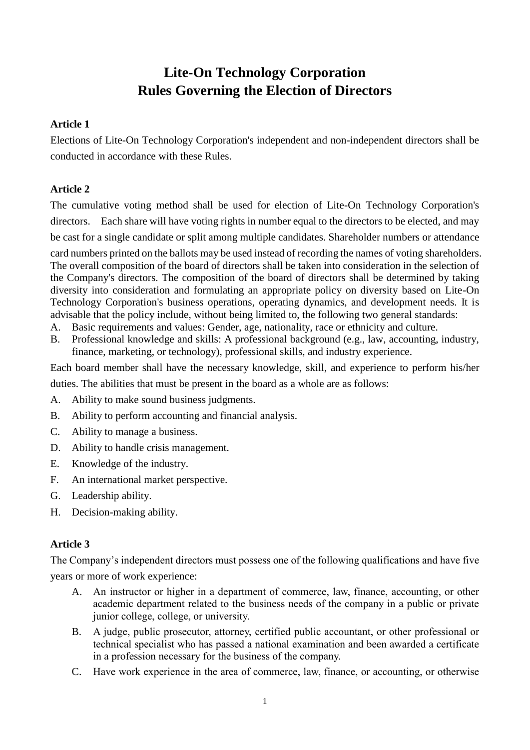# Lite-On Technology Corporation
# Rules Governing the Election of Directors

**Article 1**

Elections of Lite-On Technology Corporation's independent and non-independent directors shall be conducted in accordance with these Rules.

**Article 2**

The cumulative voting method shall be used for election of Lite-On Technology Corporation's directors. Each share will have voting rights in number equal to the directors to be elected, and may be cast for a single candidate or split among multiple candidates. Shareholder numbers or attendance card numbers printed on the ballots may be used instead of recording the names of voting shareholders. The overall composition of the board of directors shall be taken into consideration in the selection of the Company's directors. The composition of the board of directors shall be determined by taking diversity into consideration and formulating an appropriate policy on diversity based on Lite-On Technology Corporation's business operations, operating dynamics, and development needs. It is advisable that the policy include, without being limited to, the following two general standards:

A. Basic requirements and values: Gender, age, nationality, race or ethnicity and culture.
B. Professional knowledge and skills: A professional background (e.g., law, accounting, industry, finance, marketing, or technology), professional skills, and industry experience.

Each board member shall have the necessary knowledge, skill, and experience to perform his/her duties. The abilities that must be present in the board as a whole are as follows:

A. Ability to make sound business judgments.
B. Ability to perform accounting and financial analysis.
C. Ability to manage a business.
D. Ability to handle crisis management.
E. Knowledge of the industry.
F. An international market perspective.
G. Leadership ability.
H. Decision-making ability.

**Article 3**

The Company's independent directors must possess one of the following qualifications and have five years or more of work experience:

A. An instructor or higher in a department of commerce, law, finance, accounting, or other academic department related to the business needs of the company in a public or private junior college, college, or university.
B. A judge, public prosecutor, attorney, certified public accountant, or other professional or technical specialist who has passed a national examination and been awarded a certificate in a profession necessary for the business of the company.
C. Have work experience in the area of commerce, law, finance, or accounting, or otherwise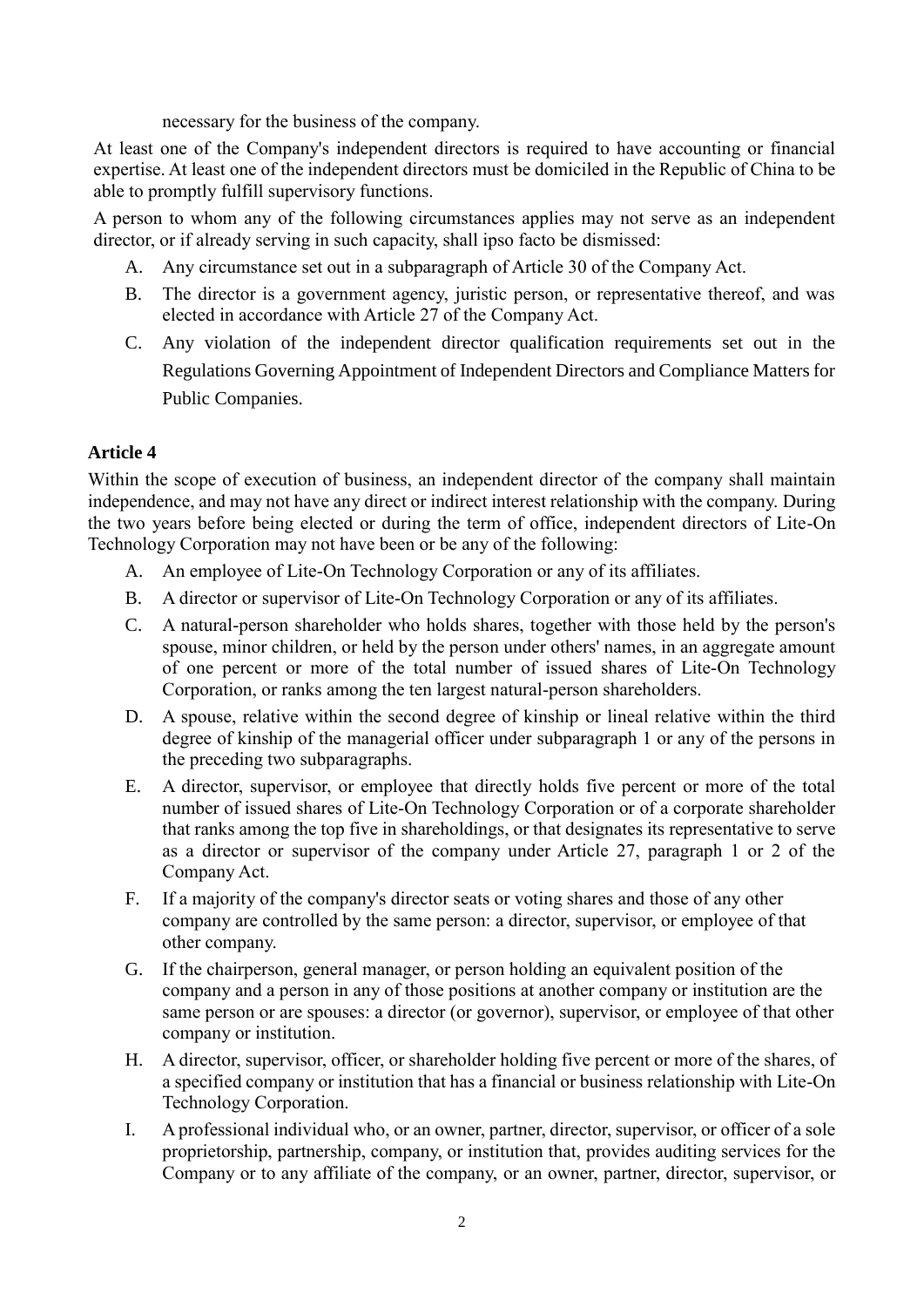necessary for the business of the company.

At least one of the Company's independent directors is required to have accounting or financial expertise. At least one of the independent directors must be domiciled in the Republic of China to be able to promptly fulfill supervisory functions.

A person to whom any of the following circumstances applies may not serve as an independent director, or if already serving in such capacity, shall ipso facto be dismissed:

A. Any circumstance set out in a subparagraph of Article 30 of the Company Act.

B. The director is a government agency, juristic person, or representative thereof, and was elected in accordance with Article 27 of the Company Act.

C. Any violation of the independent director qualification requirements set out in the Regulations Governing Appointment of Independent Directors and Compliance Matters for Public Companies.

**Article 4**

Within the scope of execution of business, an independent director of the company shall maintain independence, and may not have any direct or indirect interest relationship with the company. During the two years before being elected or during the term of office, independent directors of Lite-On Technology Corporation may not have been or be any of the following:

A. An employee of Lite-On Technology Corporation or any of its affiliates.

B. A director or supervisor of Lite-On Technology Corporation or any of its affiliates.

C. A natural-person shareholder who holds shares, together with those held by the person's spouse, minor children, or held by the person under others' names, in an aggregate amount of one percent or more of the total number of issued shares of Lite-On Technology Corporation, or ranks among the ten largest natural-person shareholders.

D. A spouse, relative within the second degree of kinship or lineal relative within the third degree of kinship of the managerial officer under subparagraph 1 or any of the persons in the preceding two subparagraphs.

E. A director, supervisor, or employee that directly holds five percent or more of the total number of issued shares of Lite-On Technology Corporation or of a corporate shareholder that ranks among the top five in shareholdings, or that designates its representative to serve as a director or supervisor of the company under Article 27, paragraph 1 or 2 of the Company Act.

F. If a majority of the company's director seats or voting shares and those of any other company are controlled by the same person: a director, supervisor, or employee of that other company.

G. If the chairperson, general manager, or person holding an equivalent position of the company and a person in any of those positions at another company or institution are the same person or are spouses: a director (or governor), supervisor, or employee of that other company or institution.

H. A director, supervisor, officer, or shareholder holding five percent or more of the shares, of a specified company or institution that has a financial or business relationship with Lite-On Technology Corporation.

I. A professional individual who, or an owner, partner, director, supervisor, or officer of a sole proprietorship, partnership, company, or institution that, provides auditing services for the Company or to any affiliate of the company, or an owner, partner, director, supervisor, or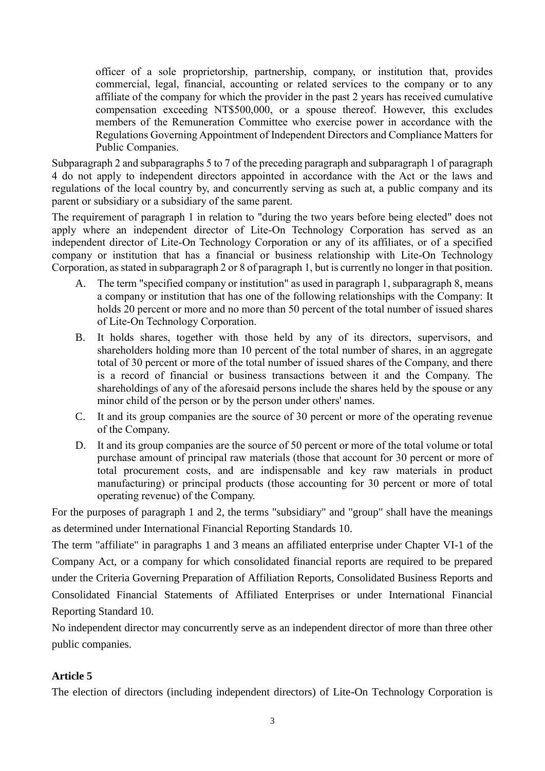officer of a sole proprietorship, partnership, company, or institution that, provides commercial, legal, financial, accounting or related services to the company or to any affiliate of the company for which the provider in the past 2 years has received cumulative compensation exceeding NT$500,000, or a spouse thereof. However, this excludes members of the Remuneration Committee who exercise power in accordance with the Regulations Governing Appointment of Independent Directors and Compliance Matters for Public Companies.

Subparagraph 2 and subparagraphs 5 to 7 of the preceding paragraph and subparagraph 1 of paragraph 4 do not apply to independent directors appointed in accordance with the Act or the laws and regulations of the local country by, and concurrently serving as such at, a public company and its parent or subsidiary or a subsidiary of the same parent.

The requirement of paragraph 1 in relation to "during the two years before being elected" does not apply where an independent director of Lite-On Technology Corporation has served as an independent director of Lite-On Technology Corporation or any of its affiliates, or of a specified company or institution that has a financial or business relationship with Lite-On Technology Corporation, as stated in subparagraph 2 or 8 of paragraph 1, but is currently no longer in that position.

A. The term "specified company or institution" as used in paragraph 1, subparagraph 8, means a company or institution that has one of the following relationships with the Company: It holds 20 percent or more and no more than 50 percent of the total number of issued shares of Lite-On Technology Corporation.

B. It holds shares, together with those held by any of its directors, supervisors, and shareholders holding more than 10 percent of the total number of shares, in an aggregate total of 30 percent or more of the total number of issued shares of the Company, and there is a record of financial or business transactions between it and the Company. The shareholdings of any of the aforesaid persons include the shares held by the spouse or any minor child of the person or by the person under others' names.

C. It and its group companies are the source of 30 percent or more of the operating revenue of the Company.

D. It and its group companies are the source of 50 percent or more of the total volume or total purchase amount of principal raw materials (those that account for 30 percent or more of total procurement costs, and are indispensable and key raw materials in product manufacturing) or principal products (those accounting for 30 percent or more of total operating revenue) of the Company.

For the purposes of paragraph 1 and 2, the terms "subsidiary" and "group" shall have the meanings as determined under International Financial Reporting Standards 10.

The term "affiliate" in paragraphs 1 and 3 means an affiliated enterprise under Chapter VI-1 of the Company Act, or a company for which consolidated financial reports are required to be prepared under the Criteria Governing Preparation of Affiliation Reports, Consolidated Business Reports and Consolidated Financial Statements of Affiliated Enterprises or under International Financial Reporting Standard 10.

No independent director may concurrently serve as an independent director of more than three other public companies.

**Article 5**

The election of directors (including independent directors) of Lite-On Technology Corporation is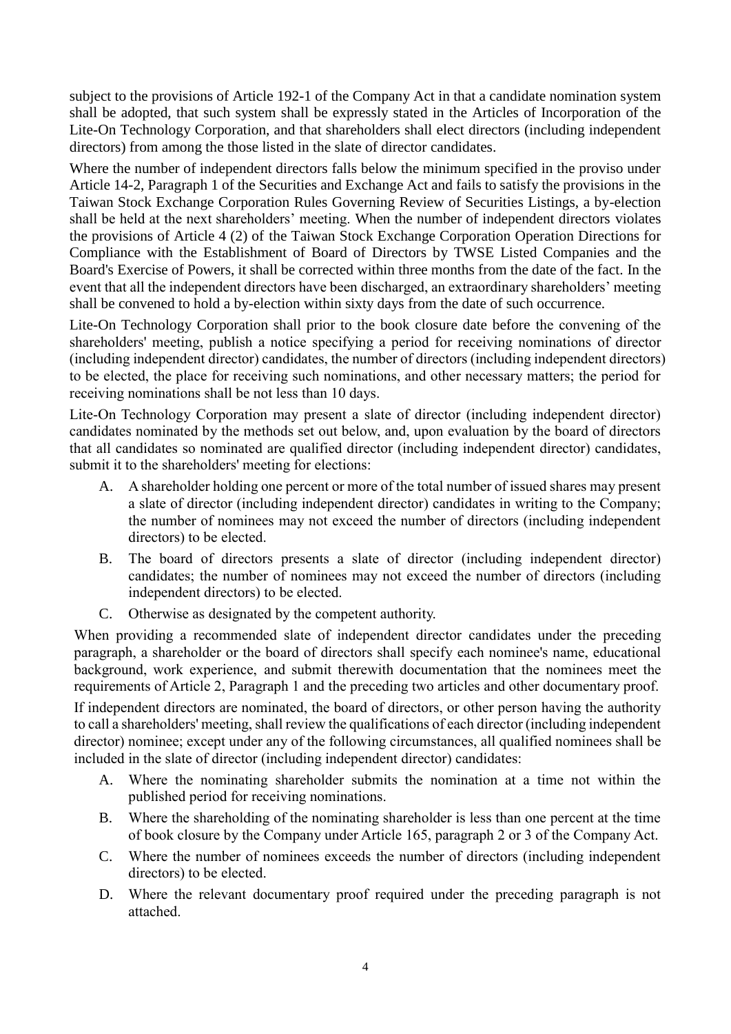subject to the provisions of Article 192-1 of the Company Act in that a candidate nomination system shall be adopted, that such system shall be expressly stated in the Articles of Incorporation of the Lite-On Technology Corporation, and that shareholders shall elect directors (including independent directors) from among the those listed in the slate of director candidates.

Where the number of independent directors falls below the minimum specified in the proviso under Article 14-2, Paragraph 1 of the Securities and Exchange Act and fails to satisfy the provisions in the Taiwan Stock Exchange Corporation Rules Governing Review of Securities Listings, a by-election shall be held at the next shareholders' meeting. When the number of independent directors violates the provisions of Article 4 (2) of the Taiwan Stock Exchange Corporation Operation Directions for Compliance with the Establishment of Board of Directors by TWSE Listed Companies and the Board's Exercise of Powers, it shall be corrected within three months from the date of the fact. In the event that all the independent directors have been discharged, an extraordinary shareholders' meeting shall be convened to hold a by-election within sixty days from the date of such occurrence.

Lite-On Technology Corporation shall prior to the book closure date before the convening of the shareholders' meeting, publish a notice specifying a period for receiving nominations of director (including independent director) candidates, the number of directors (including independent directors) to be elected, the place for receiving such nominations, and other necessary matters; the period for receiving nominations shall be not less than 10 days.

Lite-On Technology Corporation may present a slate of director (including independent director) candidates nominated by the methods set out below, and, upon evaluation by the board of directors that all candidates so nominated are qualified director (including independent director) candidates, submit it to the shareholders' meeting for elections:

A. A shareholder holding one percent or more of the total number of issued shares may present a slate of director (including independent director) candidates in writing to the Company; the number of nominees may not exceed the number of directors (including independent directors) to be elected.

B. The board of directors presents a slate of director (including independent director) candidates; the number of nominees may not exceed the number of directors (including independent directors) to be elected.

C. Otherwise as designated by the competent authority.

When providing a recommended slate of independent director candidates under the preceding paragraph, a shareholder or the board of directors shall specify each nominee's name, educational background, work experience, and submit therewith documentation that the nominees meet the requirements of Article 2, Paragraph 1 and the preceding two articles and other documentary proof.

If independent directors are nominated, the board of directors, or other person having the authority to call a shareholders' meeting, shall review the qualifications of each director (including independent director) nominee; except under any of the following circumstances, all qualified nominees shall be included in the slate of director (including independent director) candidates:

A. Where the nominating shareholder submits the nomination at a time not within the published period for receiving nominations.

B. Where the shareholding of the nominating shareholder is less than one percent at the time of book closure by the Company under Article 165, paragraph 2 or 3 of the Company Act.

C. Where the number of nominees exceeds the number of directors (including independent directors) to be elected.

D. Where the relevant documentary proof required under the preceding paragraph is not attached.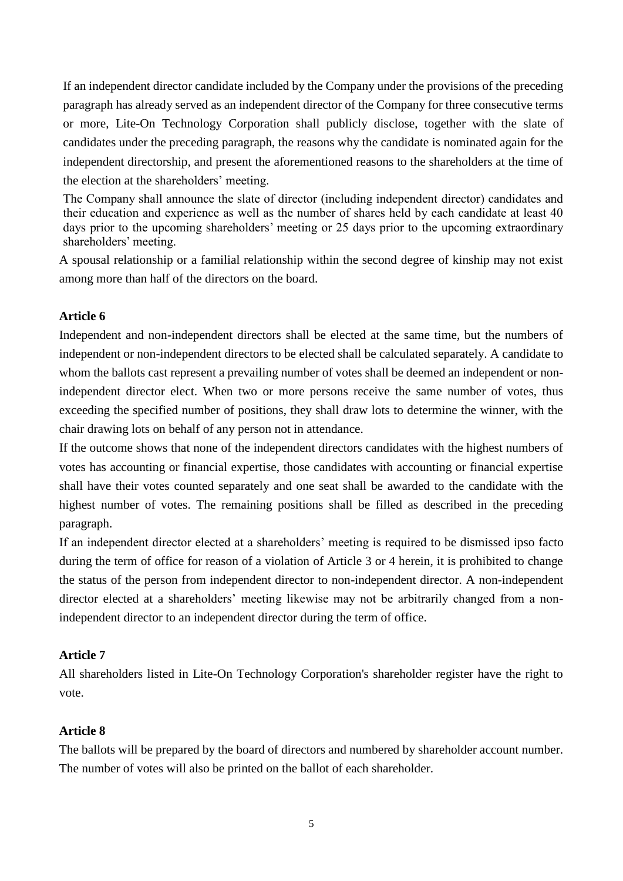If an independent director candidate included by the Company under the provisions of the preceding paragraph has already served as an independent director of the Company for three consecutive terms or more, Lite-On Technology Corporation shall publicly disclose, together with the slate of candidates under the preceding paragraph, the reasons why the candidate is nominated again for the independent directorship, and present the aforementioned reasons to the shareholders at the time of the election at the shareholders' meeting.

The Company shall announce the slate of director (including independent director) candidates and their education and experience as well as the number of shares held by each candidate at least 40 days prior to the upcoming shareholders' meeting or 25 days prior to the upcoming extraordinary shareholders' meeting.

A spousal relationship or a familial relationship within the second degree of kinship may not exist among more than half of the directors on the board.

**Article 6**

Independent and non-independent directors shall be elected at the same time, but the numbers of independent or non-independent directors to be elected shall be calculated separately. A candidate to whom the ballots cast represent a prevailing number of votes shall be deemed an independent or non-independent director elect. When two or more persons receive the same number of votes, thus exceeding the specified number of positions, they shall draw lots to determine the winner, with the chair drawing lots on behalf of any person not in attendance.

If the outcome shows that none of the independent directors candidates with the highest numbers of votes has accounting or financial expertise, those candidates with accounting or financial expertise shall have their votes counted separately and one seat shall be awarded to the candidate with the highest number of votes. The remaining positions shall be filled as described in the preceding paragraph.

If an independent director elected at a shareholders' meeting is required to be dismissed ipso facto during the term of office for reason of a violation of Article 3 or 4 herein, it is prohibited to change the status of the person from independent director to non-independent director. A non-independent director elected at a shareholders' meeting likewise may not be arbitrarily changed from a non-independent director to an independent director during the term of office.

**Article 7**

All shareholders listed in Lite-On Technology Corporation's shareholder register have the right to vote.

**Article 8**

The ballots will be prepared by the board of directors and numbered by shareholder account number. The number of votes will also be printed on the ballot of each shareholder.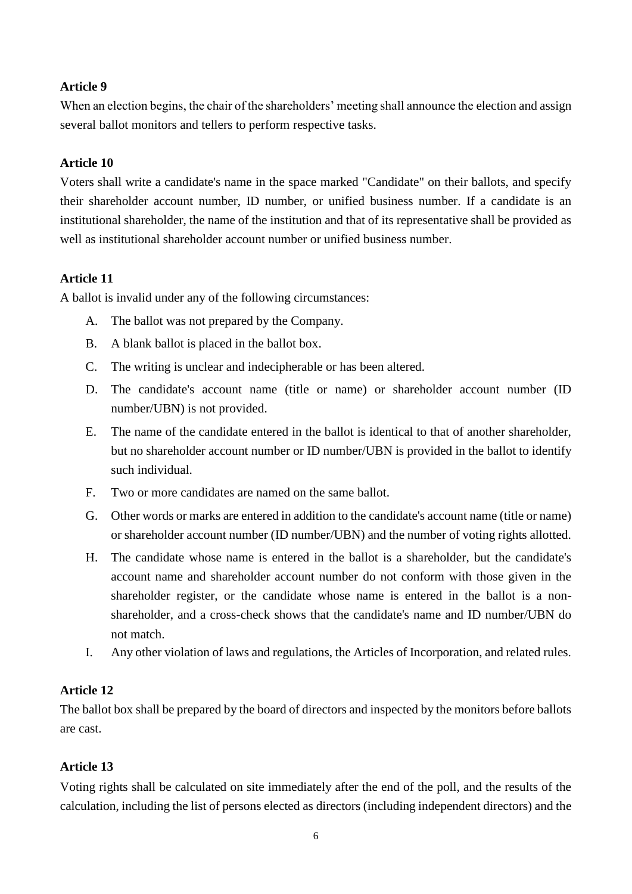**Article 9**

When an election begins, the chair of the shareholders' meeting shall announce the election and assign several ballot monitors and tellers to perform respective tasks.

**Article 10**

Voters shall write a candidate's name in the space marked "Candidate" on their ballots, and specify their shareholder account number, ID number, or unified business number. If a candidate is an institutional shareholder, the name of the institution and that of its representative shall be provided as well as institutional shareholder account number or unified business number.

**Article 11**

A ballot is invalid under any of the following circumstances:

A. The ballot was not prepared by the Company.

B. A blank ballot is placed in the ballot box.

C. The writing is unclear and indecipherable or has been altered.

D. The candidate's account name (title or name) or shareholder account number (ID number/UBN) is not provided.

E. The name of the candidate entered in the ballot is identical to that of another shareholder, but no shareholder account number or ID number/UBN is provided in the ballot to identify such individual.

F. Two or more candidates are named on the same ballot.

G. Other words or marks are entered in addition to the candidate's account name (title or name) or shareholder account number (ID number/UBN) and the number of voting rights allotted.

H. The candidate whose name is entered in the ballot is a shareholder, but the candidate's account name and shareholder account number do not conform with those given in the shareholder register, or the candidate whose name is entered in the ballot is a non-shareholder, and a cross-check shows that the candidate's name and ID number/UBN do not match.

I. Any other violation of laws and regulations, the Articles of Incorporation, and related rules.

**Article 12**

The ballot box shall be prepared by the board of directors and inspected by the monitors before ballots are cast.

**Article 13**

Voting rights shall be calculated on site immediately after the end of the poll, and the results of the calculation, including the list of persons elected as directors (including independent directors) and the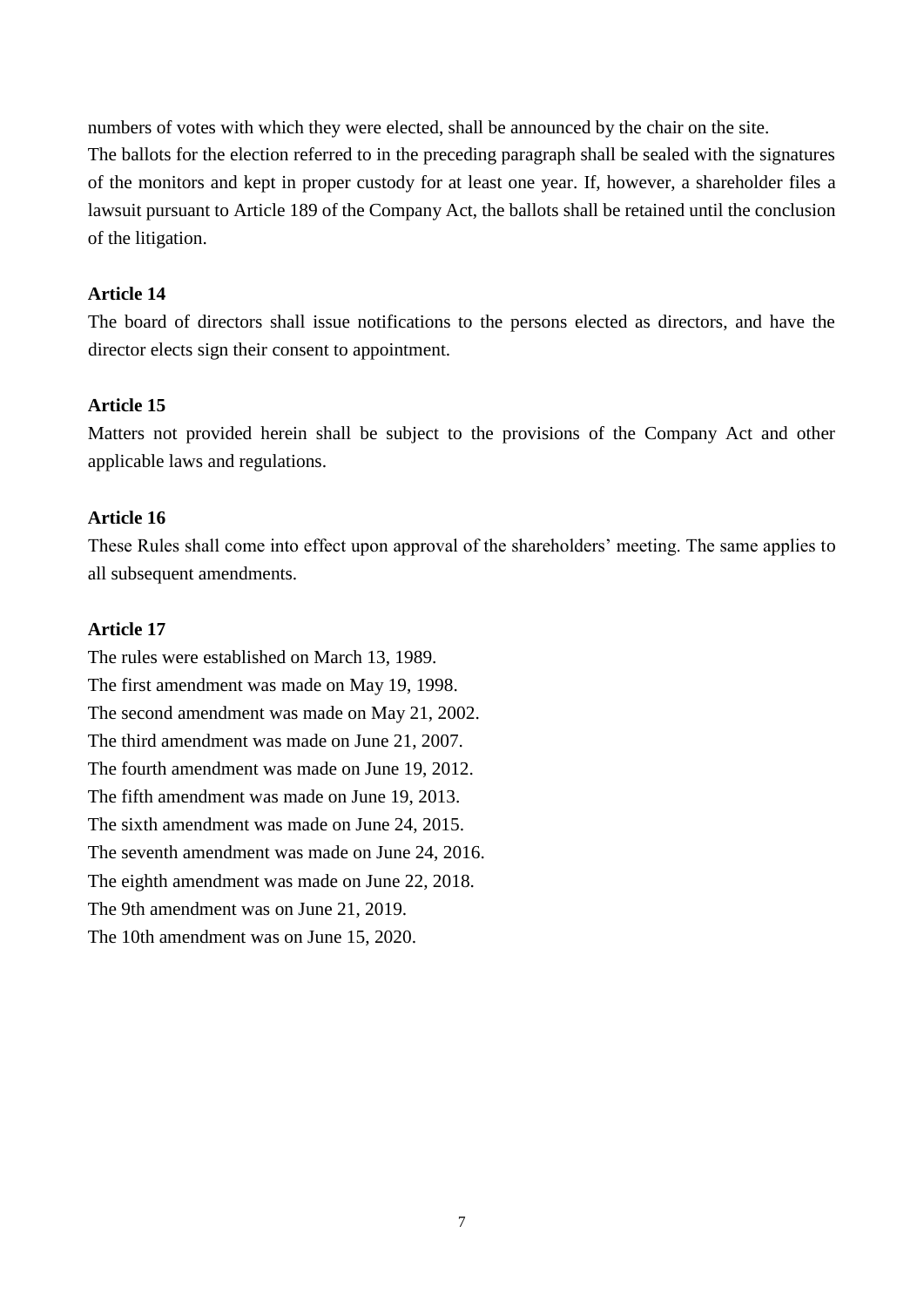numbers of votes with which they were elected, shall be announced by the chair on the site.

The ballots for the election referred to in the preceding paragraph shall be sealed with the signatures of the monitors and kept in proper custody for at least one year. If, however, a shareholder files a lawsuit pursuant to Article 189 of the Company Act, the ballots shall be retained until the conclusion of the litigation.

**Article 14**

The board of directors shall issue notifications to the persons elected as directors, and have the director elects sign their consent to appointment.

**Article 15**

Matters not provided herein shall be subject to the provisions of the Company Act and other applicable laws and regulations.

**Article 16**

These Rules shall come into effect upon approval of the shareholders' meeting. The same applies to all subsequent amendments.

**Article 17**

The rules were established on March 13, 1989.
The first amendment was made on May 19, 1998.
The second amendment was made on May 21, 2002.
The third amendment was made on June 21, 2007.
The fourth amendment was made on June 19, 2012.
The fifth amendment was made on June 19, 2013.
The sixth amendment was made on June 24, 2015.
The seventh amendment was made on June 24, 2016.
The eighth amendment was made on June 22, 2018.
The 9th amendment was on June 21, 2019.
The 10th amendment was on June 15, 2020.